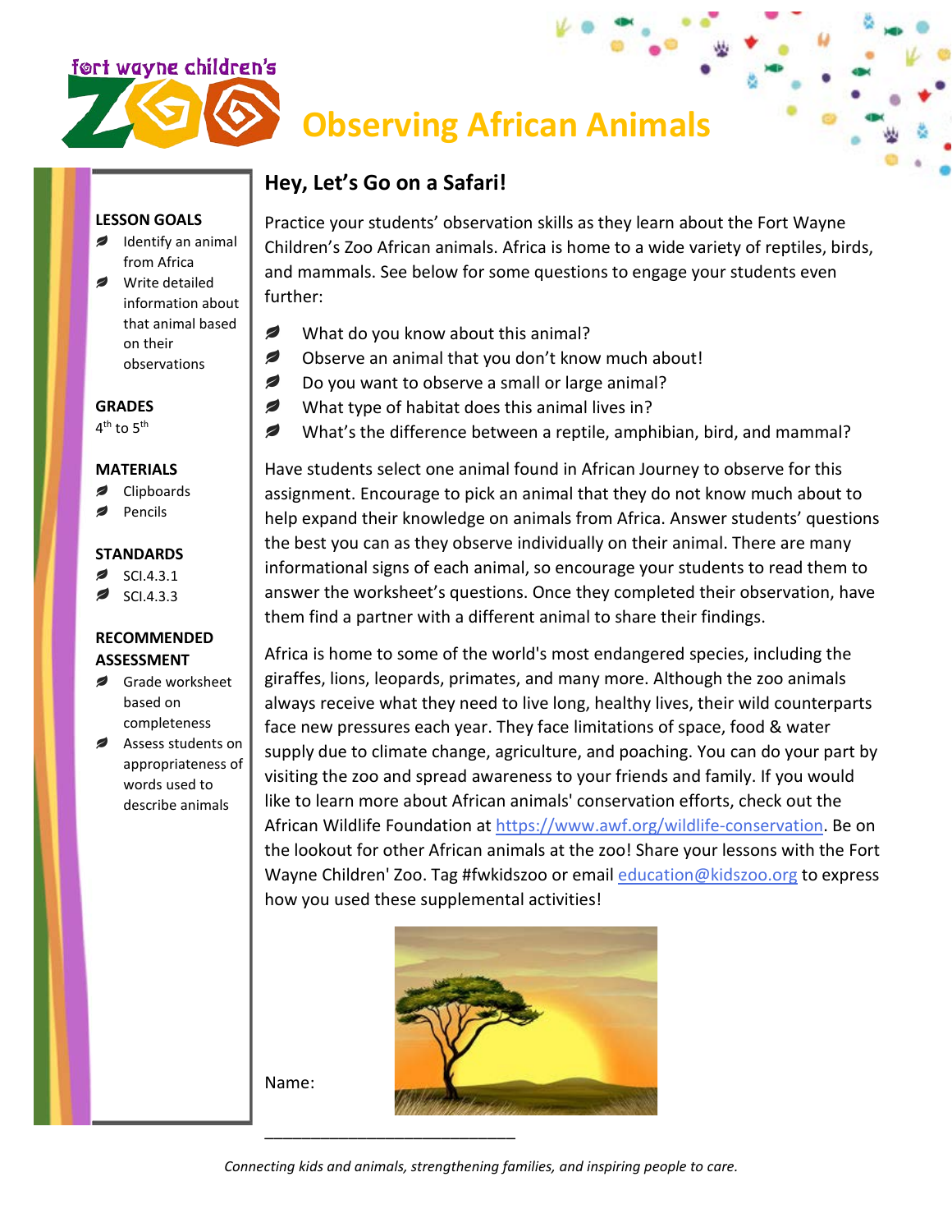fort wayne children's ZOO

# Observing African Animals

**LESSON GOALS**

- Identify an animal from Africa
- Write detailed information about that animal based on their observations

**GRADES**

4th to 5th

**MATERIALS**

- Clipboards
- Pencils

**STANDARDS**

- SCI.4.3.1
- SCI.4.3.3

**RECOMMENDED ASSESSMENT**

- Grade worksheet based on completeness
- Assess students on appropriateness of words used to describe animals

## Hey, Let's Go on a Safari!

Practice your students' observation skills as they learn about the Fort Wayne Children's Zoo African animals. Africa is home to a wide variety of reptiles, birds, and mammals. See below for some questions to engage your students even further:

- What do you know about this animal?
- Observe an animal that you don't know much about!
- Do you want to observe a small or large animal?
- What type of habitat does this animal lives in?
- What's the difference between a reptile, amphibian, bird, and mammal?

Have students select one animal found in African Journey to observe for this assignment. Encourage to pick an animal that they do not know much about to help expand their knowledge on animals from Africa. Answer students' questions the best you can as they observe individually on their animal. There are many informational signs of each animal, so encourage your students to read them to answer the worksheet's questions. Once they completed their observation, have them find a partner with a different animal to share their findings.

Africa is home to some of the world's most endangered species, including the giraffes, lions, leopards, primates, and many more. Although the zoo animals always receive what they need to live long, healthy lives, their wild counterparts face new pressures each year. They face limitations of space, food & water supply due to climate change, agriculture, and poaching. You can do your part by visiting the zoo and spread awareness to your friends and family. If you would like to learn more about African animals' conservation efforts, check out the African Wildlife Foundation at https://www.awf.org/wildlife-conservation. Be on the lookout for other African animals at the zoo! Share your lessons with the Fort Wayne Children' Zoo. Tag #fwkidszoo or email education@kidszoo.org to express how you used these supplemental activities!

Name: ______________________________

*Connecting kids and animals, strengthening families, and inspiring people to care.*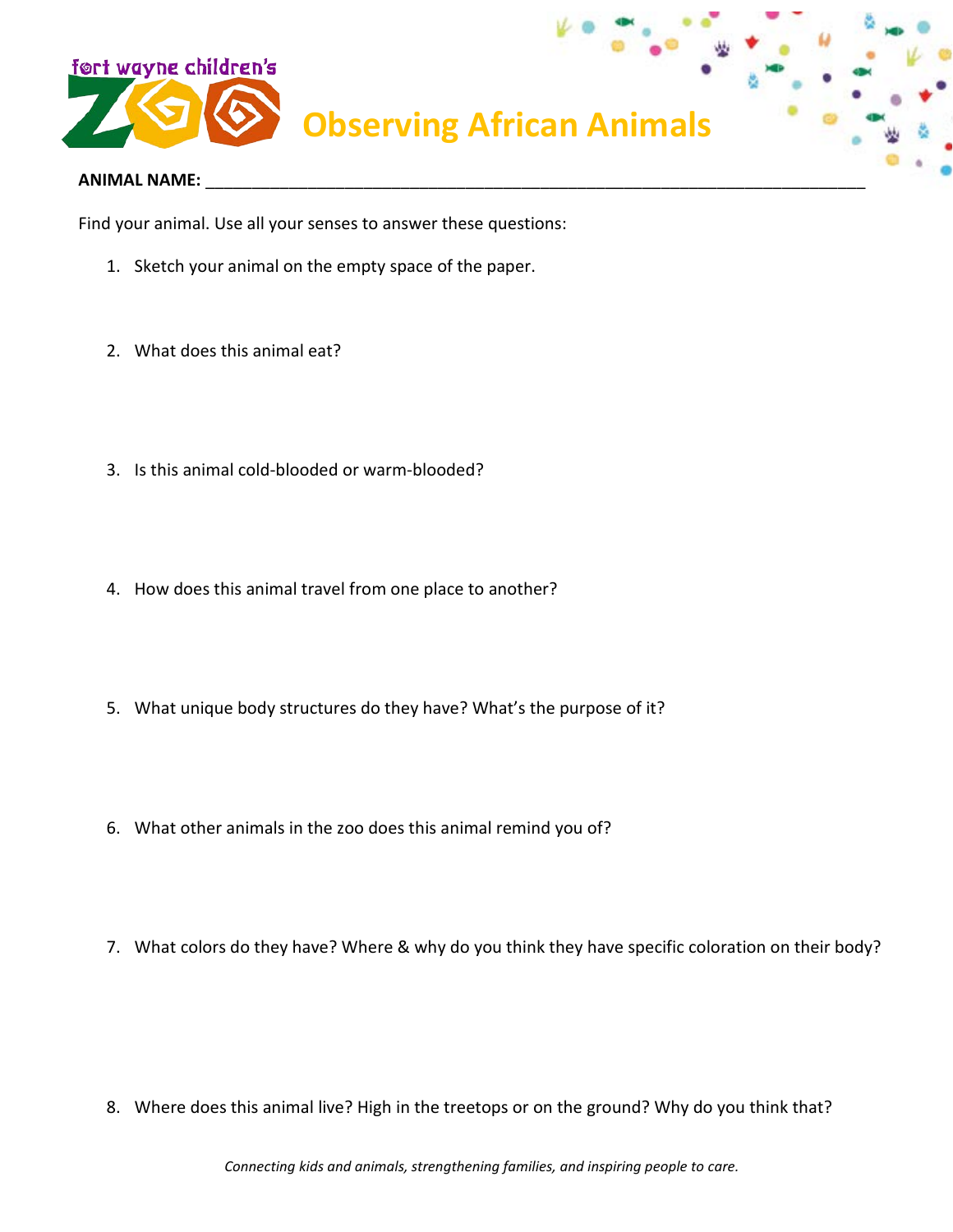fort wayne children's ZOO

# Observing African Animals

**ANIMAL NAME:** ______________________________________________________________________

Find your animal. Use all your senses to answer these questions:

1. Sketch your animal on the empty space of the paper.

2. What does this animal eat?

3. Is this animal cold-blooded or warm-blooded?

4. How does this animal travel from one place to another?

5. What unique body structures do they have? What's the purpose of it?

6. What other animals in the zoo does this animal remind you of?

7. What colors do they have? Where & why do you think they have specific coloration on their body?

8. Where does this animal live? High in the treetops or on the ground? Why do you think that?

*Connecting kids and animals, strengthening families, and inspiring people to care.*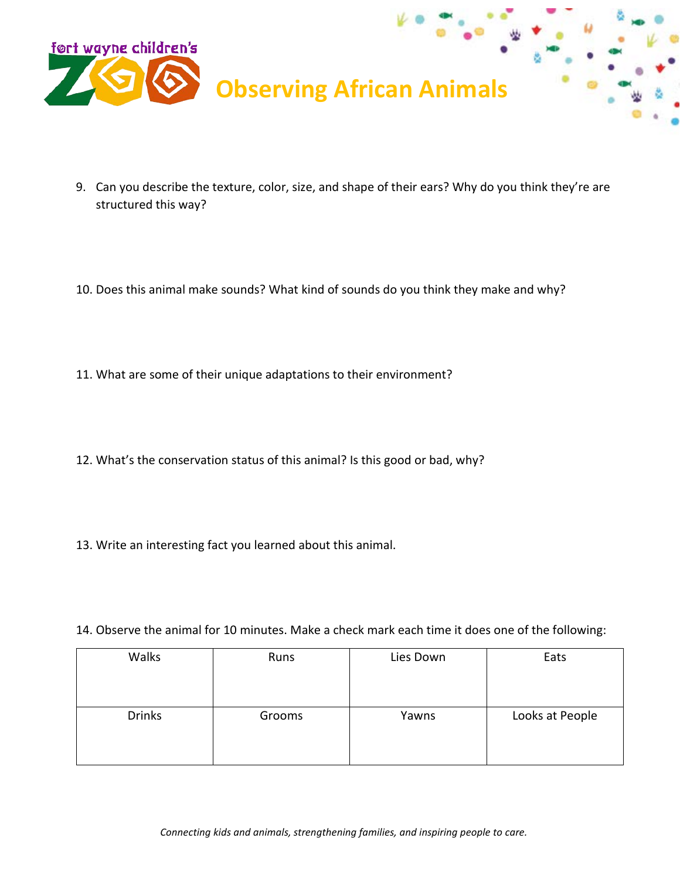# Observing African Animals

9. Can you describe the texture, color, size, and shape of their ears? Why do you think they're are structured this way?

10. Does this animal make sounds? What kind of sounds do you think they make and why?

11. What are some of their unique adaptations to their environment?

12. What's the conservation status of this animal? Is this good or bad, why?

13. Write an interesting fact you learned about this animal.

14. Observe the animal for 10 minutes. Make a check mark each time it does one of the following:

| | | | |
|---|---|---|---|
| Walks | Runs | Lies Down | Eats |
| Drinks | Grooms | Yawns | Looks at People |

*Connecting kids and animals, strengthening families, and inspiring people to care.*